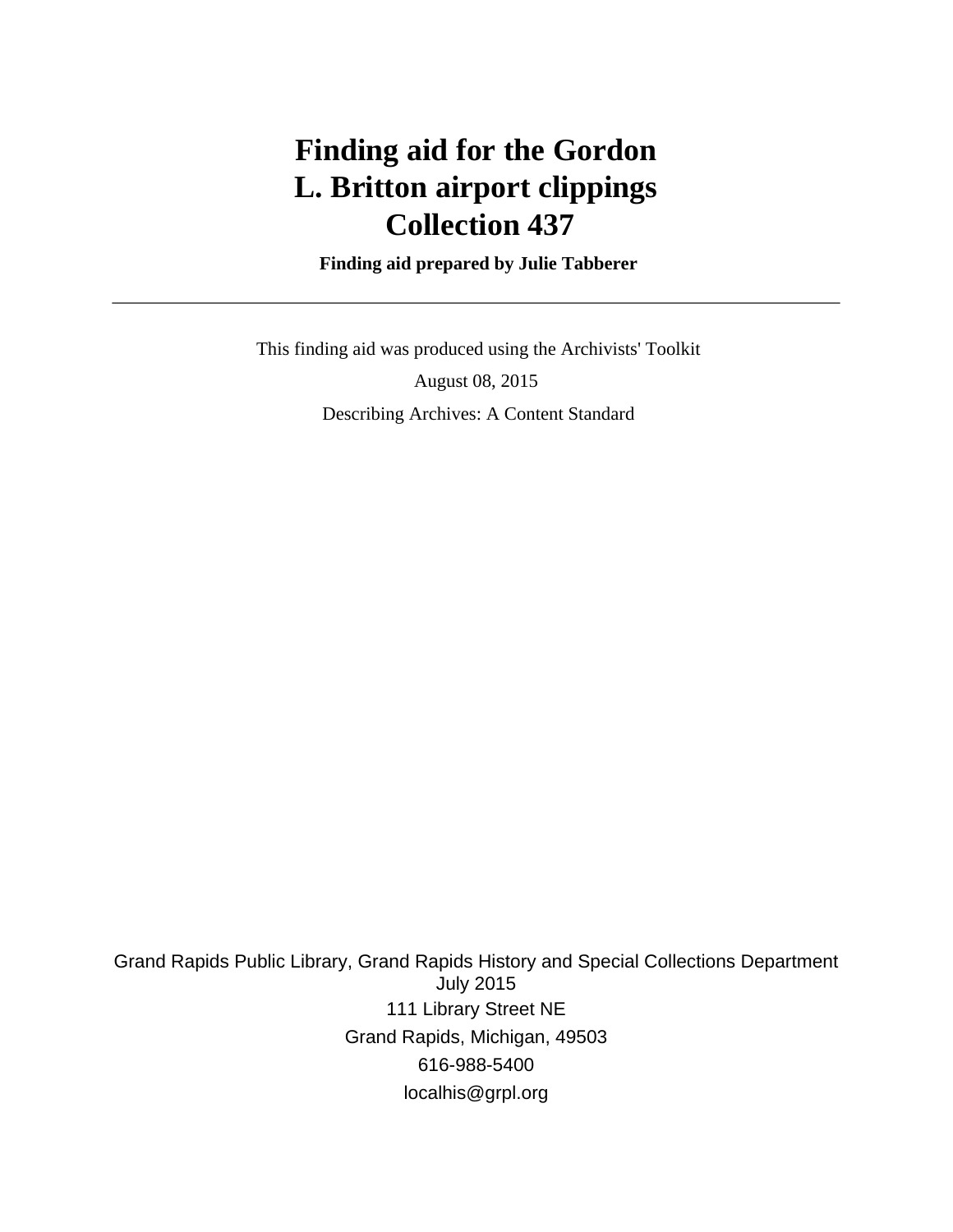# Finding aid for the Gordon L. Britton airport clippings Collection 437

**Finding aid prepared by Julie Tabberer**

---

This finding aid was produced using the Archivists' Toolkit

August 08, 2015

Describing Archives: A Content Standard

Grand Rapids Public Library, Grand Rapids History and Special Collections Department
July 2015
111 Library Street NE
Grand Rapids, Michigan, 49503
616-988-5400
localhis@grpl.org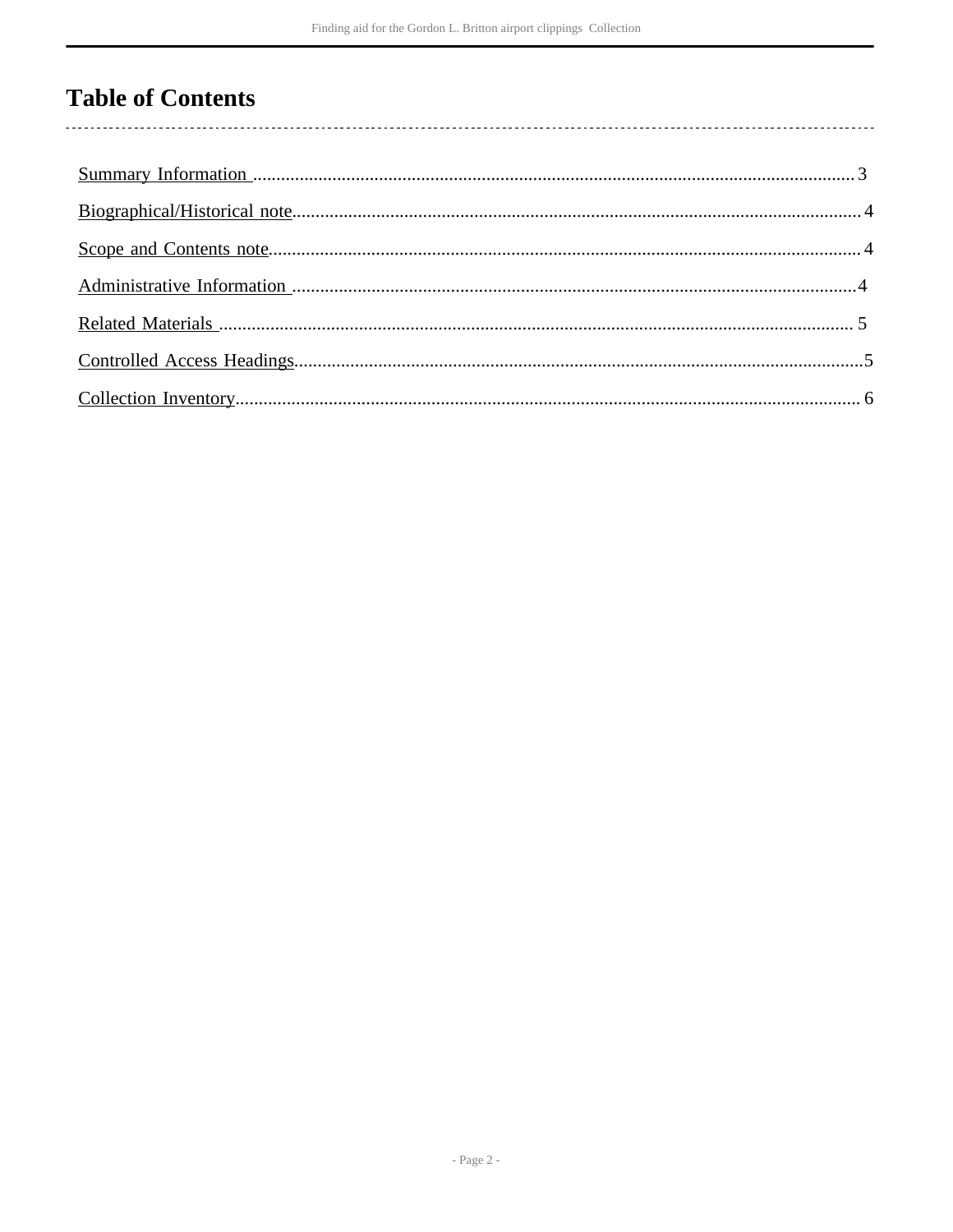# Table of Contents

- Summary Information ........ 3
- Biographical/Historical note ........ 4
- Scope and Contents note ........ 4
- Administrative Information ........ 4
- Related Materials ........ 5
- Controlled Access Headings ........ 5
- Collection Inventory ........ 6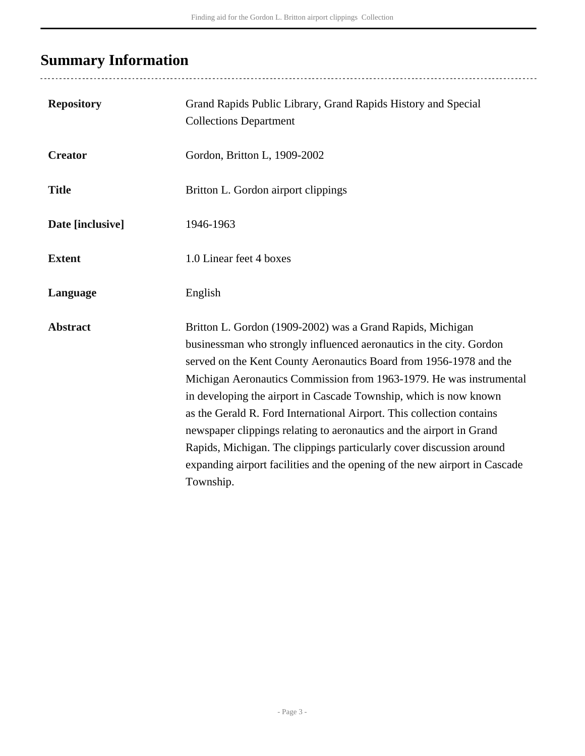## Summary Information

| | |
|---|---|
| **Repository** | Grand Rapids Public Library, Grand Rapids History and Special Collections Department |
| **Creator** | Gordon, Britton L, 1909-2002 |
| **Title** | Britton L. Gordon airport clippings |
| **Date [inclusive]** | 1946-1963 |
| **Extent** | 1.0 Linear feet 4 boxes |
| **Language** | English |
| **Abstract** | Britton L. Gordon (1909-2002) was a Grand Rapids, Michigan businessman who strongly influenced aeronautics in the city. Gordon served on the Kent County Aeronautics Board from 1956-1978 and the Michigan Aeronautics Commission from 1963-1979. He was instrumental in developing the airport in Cascade Township, which is now known as the Gerald R. Ford International Airport. This collection contains newspaper clippings relating to aeronautics and the airport in Grand Rapids, Michigan. The clippings particularly cover discussion around expanding airport facilities and the opening of the new airport in Cascade Township. |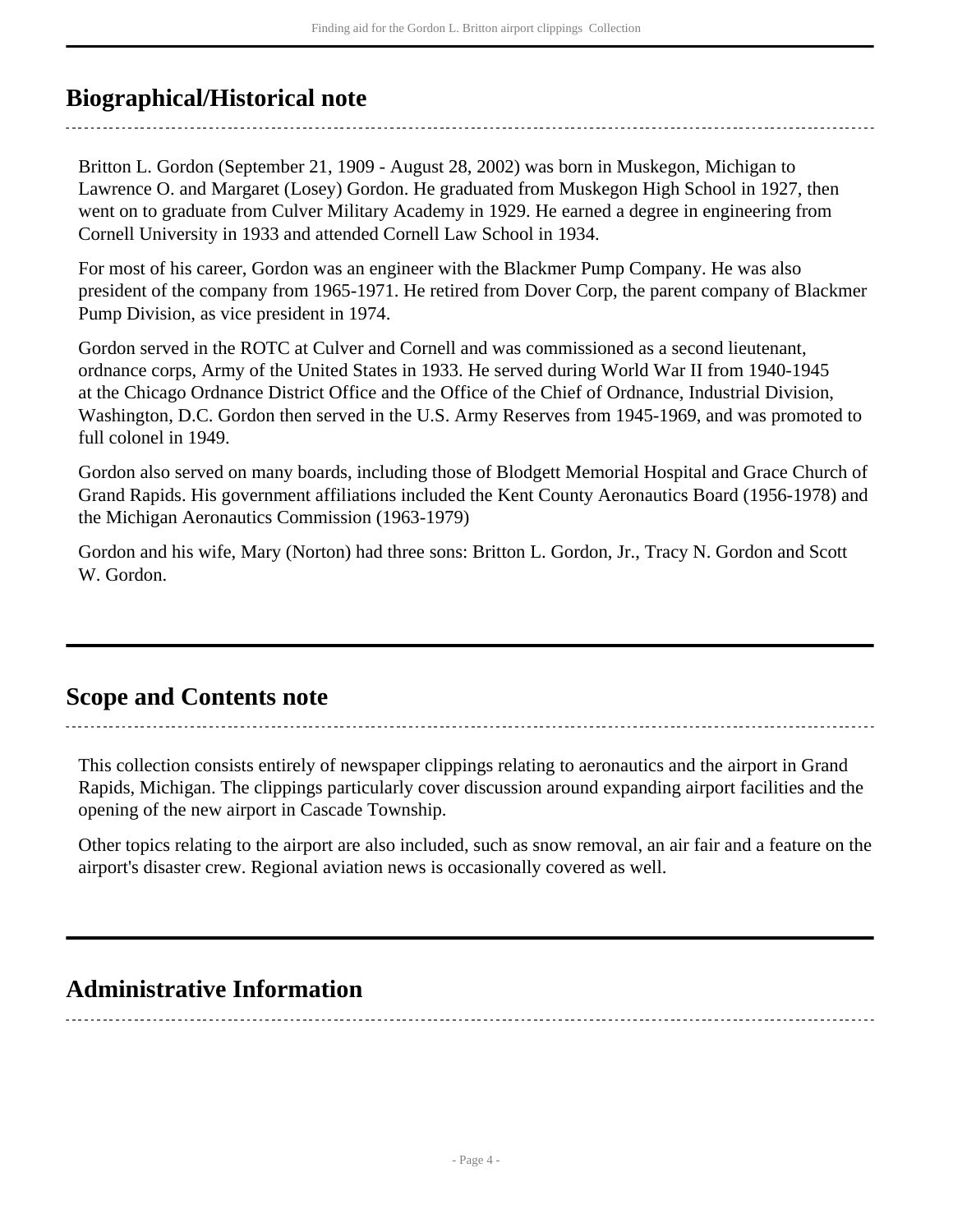## Biographical/Historical note

Britton L. Gordon (September 21, 1909 - August 28, 2002) was born in Muskegon, Michigan to Lawrence O. and Margaret (Losey) Gordon. He graduated from Muskegon High School in 1927, then went on to graduate from Culver Military Academy in 1929. He earned a degree in engineering from Cornell University in 1933 and attended Cornell Law School in 1934.

For most of his career, Gordon was an engineer with the Blackmer Pump Company. He was also president of the company from 1965-1971. He retired from Dover Corp, the parent company of Blackmer Pump Division, as vice president in 1974.

Gordon served in the ROTC at Culver and Cornell and was commissioned as a second lieutenant, ordnance corps, Army of the United States in 1933. He served during World War II from 1940-1945 at the Chicago Ordnance District Office and the Office of the Chief of Ordnance, Industrial Division, Washington, D.C. Gordon then served in the U.S. Army Reserves from 1945-1969, and was promoted to full colonel in 1949.

Gordon also served on many boards, including those of Blodgett Memorial Hospital and Grace Church of Grand Rapids. His government affiliations included the Kent County Aeronautics Board (1956-1978) and the Michigan Aeronautics Commission (1963-1979)

Gordon and his wife, Mary (Norton) had three sons: Britton L. Gordon, Jr., Tracy N. Gordon and Scott W. Gordon.

## Scope and Contents note

This collection consists entirely of newspaper clippings relating to aeronautics and the airport in Grand Rapids, Michigan. The clippings particularly cover discussion around expanding airport facilities and the opening of the new airport in Cascade Township.

Other topics relating to the airport are also included, such as snow removal, an air fair and a feature on the airport's disaster crew. Regional aviation news is occasionally covered as well.

## Administrative Information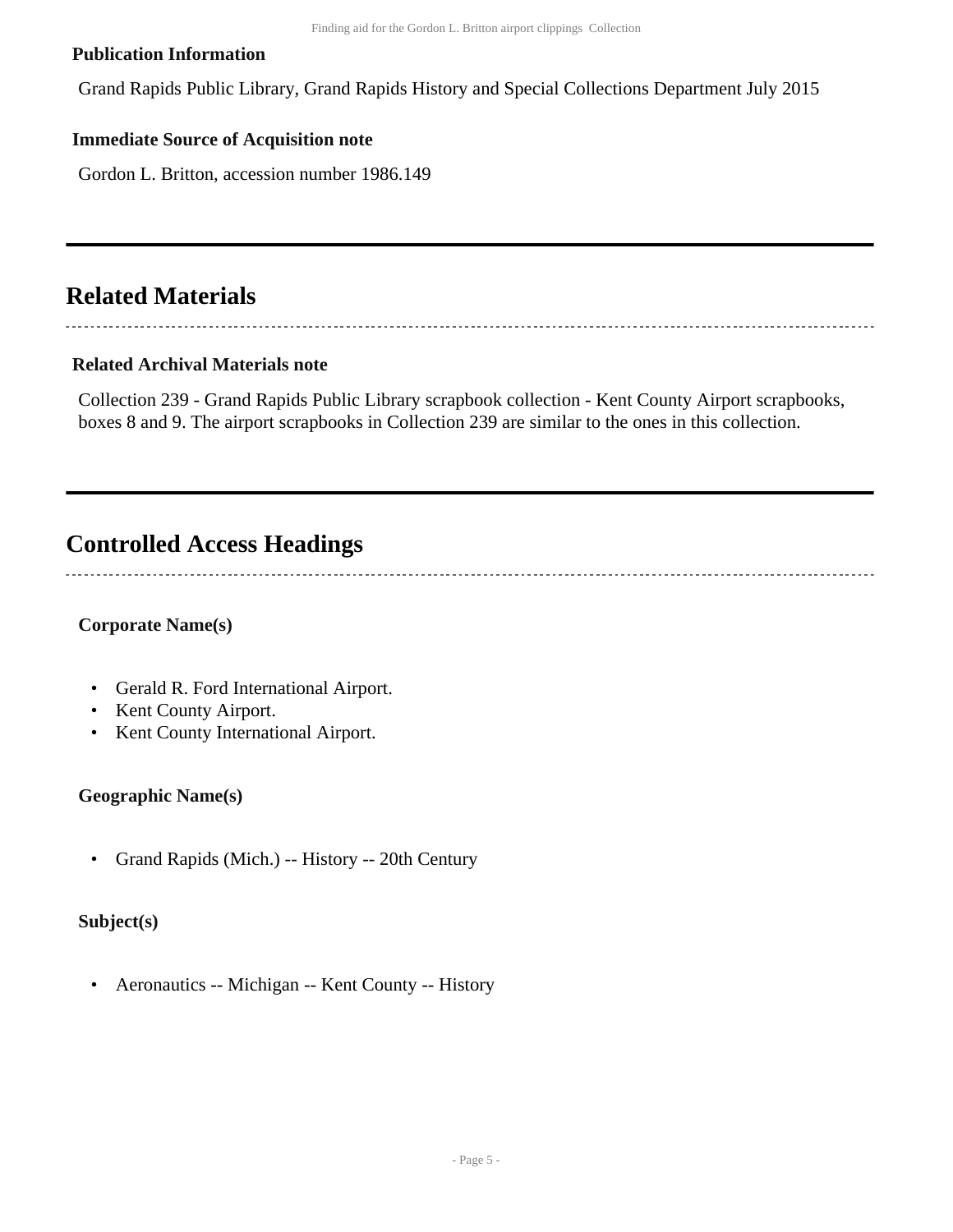### Publication Information

Grand Rapids Public Library, Grand Rapids History and Special Collections Department July 2015

### Immediate Source of Acquisition note

Gordon L. Britton, accession number 1986.149

## Related Materials

### Related Archival Materials note

Collection 239 - Grand Rapids Public Library scrapbook collection - Kent County Airport scrapbooks, boxes 8 and 9. The airport scrapbooks in Collection 239 are similar to the ones in this collection.

## Controlled Access Headings

### Corporate Name(s)

- Gerald R. Ford International Airport.
- Kent County Airport.
- Kent County International Airport.

### Geographic Name(s)

- Grand Rapids (Mich.) -- History -- 20th Century

### Subject(s)

- Aeronautics -- Michigan -- Kent County -- History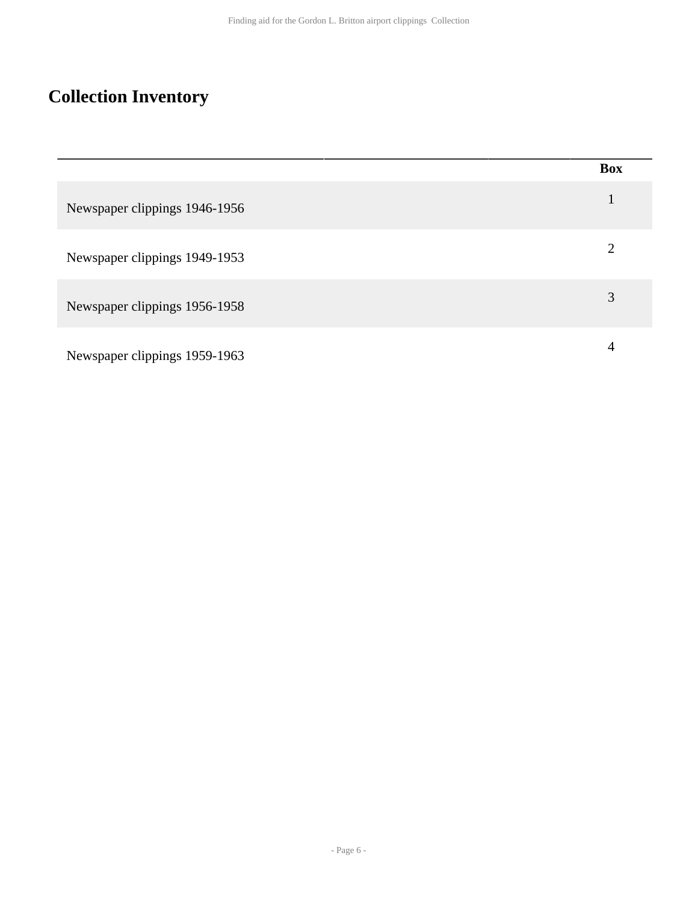## Collection Inventory

| | Box |
|---|---|
| Newspaper clippings 1946-1956 | 1 |
| Newspaper clippings 1949-1953 | 2 |
| Newspaper clippings 1956-1958 | 3 |
| Newspaper clippings 1959-1963 | 4 |